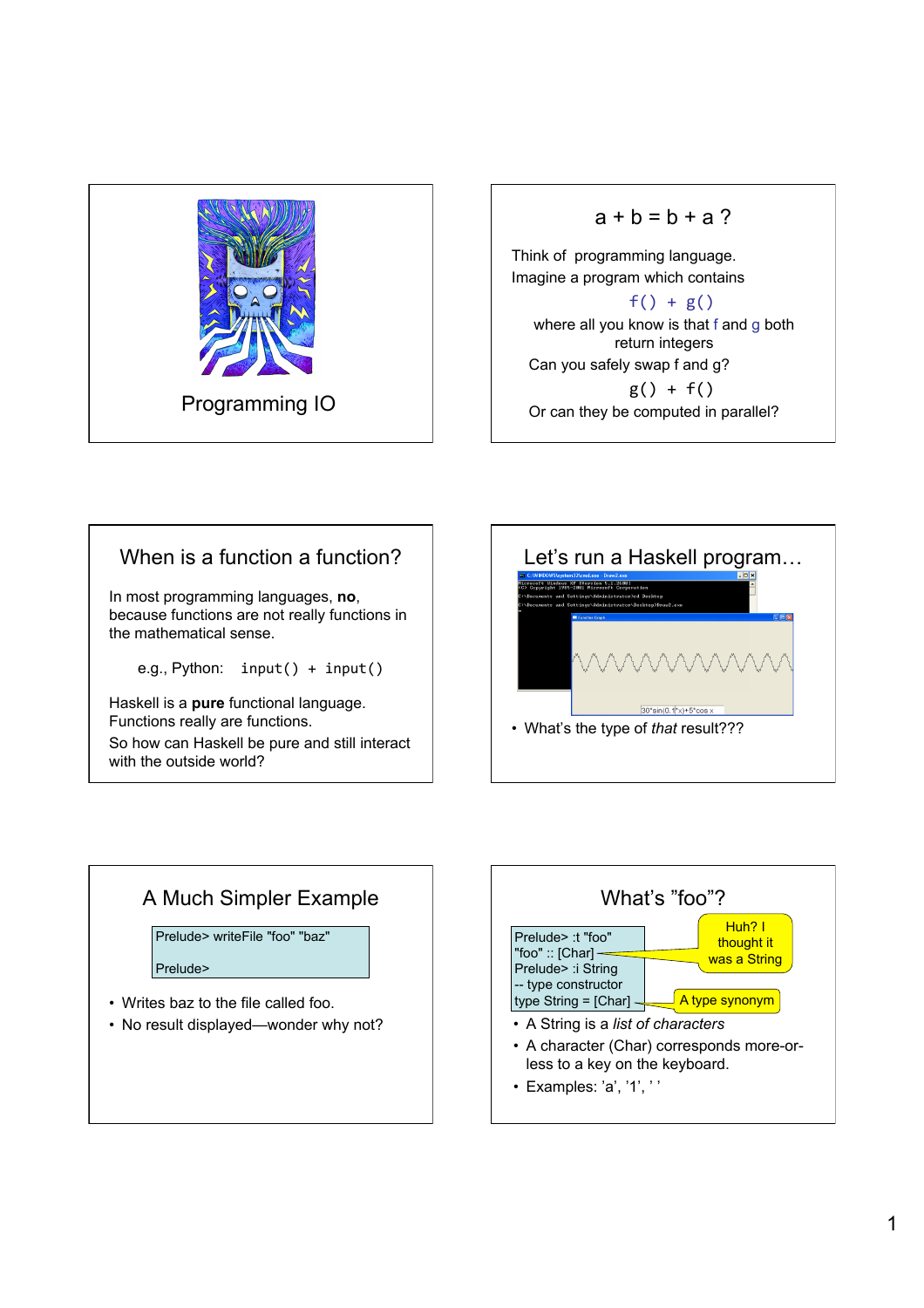## Programming IO

## a + b = b + a ?

Think of programming language.
Imagine a program which contains

```
f() + g()
```

where all you know is that f and g both return integers

Can you safely swap f and g?

```
g() + f()
```

Or can they be computed in parallel?

## When is a function a function?

In most programming languages, **no**, because functions are not really functions in the mathematical sense.

e.g., Python: `input() + input()`

Haskell is a **pure** functional language. Functions really are functions.

So how can Haskell be pure and still interact with the outside world?

## Let's run a Haskell program…

- What's the type of *that* result???

## A Much Simpler Example

```
Prelude> writeFile "foo" "baz"

Prelude>
```

- Writes baz to the file called foo.
- No result displayed—wonder why not?

## What's "foo"?

```
Prelude> :t "foo"
"foo" :: [Char]
Prelude> :i String
-- type constructor
type String = [Char]
```

Huh? I thought it was a String

A type synonym

- A String is a *list of characters*
- A character (Char) corresponds more-or-less to a key on the keyboard.
- Examples: 'a', '1', ' '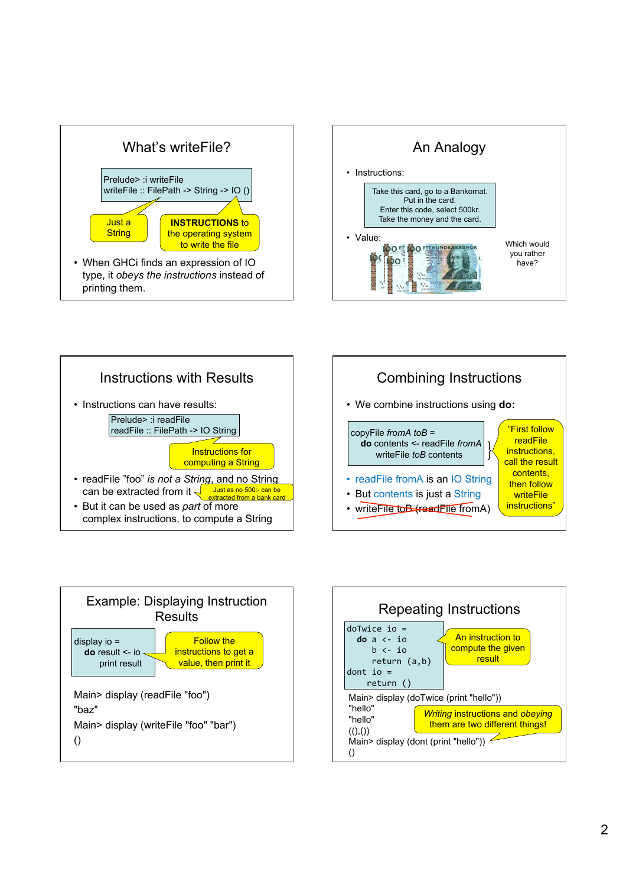## What's writeFile?

```
Prelude> :i writeFile
writeFile :: FilePath -> String -> IO ()
```

Just a String

**INSTRUCTIONS** to the operating system to write the file

- When GHCi finds an expression of IO type, it *obeys the instructions* instead of printing them.

## An Analogy

- Instructions:

Take this card, go to a Bankomat.
Put in the card.
Enter this code, select 500kr.
Take the money and the card.

- Value:

Which would you rather have?

## Instructions with Results

- Instructions can have results:

```
Prelude> :i readFile
readFile :: FilePath -> IO String
```

Instructions for computing a String

- readFile "foo" *is not a String*, and no String can be extracted from it
  - Just as no 500:- can be extracted from a bank card
- But it can be used as *part* of more complex instructions, to compute a String

## Combining Instructions

- We combine instructions using **do:**

```
copyFile fromA toB =
  do contents <- readFile fromA
     writeFile toB contents
```

"First follow readFile instructions, call the result contents, then follow writeFile instructions"

- readFile fromA is an IO String
- But contents is just a String
- ~~writeFile toB (readFile fromA)~~

## Example: Displaying Instruction Results

```
display io =
  do result <- io
     print result
```

Follow the instructions to get a value, then print it

```
Main> display (readFile "foo")
"baz"
Main> display (writeFile "foo" "bar")
()
```

## Repeating Instructions

```
doTwice io =
  do a <- io
     b <- io
     return (a,b)
dont io =
  return ()
```

An instruction to compute the given result

```
Main> display (doTwice (print "hello"))
"hello"
"hello"
((),())
Main> display (dont (print "hello"))
()
```

*Writing* instructions and *obeying* them are two different things!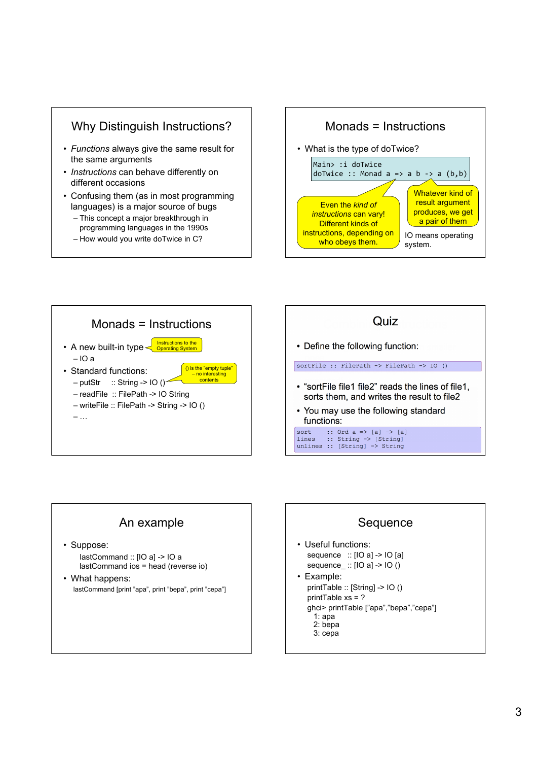## Why Distinguish Instructions?

- *Functions* always give the same result for the same arguments
- *Instructions* can behave differently on different occasions
- Confusing them (as in most programming languages) is a major source of bugs
  - This concept a major breakthrough in programming languages in the 1990s
  - How would you write doTwice in C?

## Monads = Instructions

- What is the type of doTwice?

```
Main> :i doTwice
doTwice :: Monad a => a b -> a (b,b)
```

Even the *kind of instructions* can vary! Different kinds of instructions, depending on who obeys them.

Whatever kind of result argument produces, we get a pair of them

IO means operating system.

## Monads = Instructions

- A new built-in type
  - IO a

Instructions to the Operating System

- Standard functions:
  - putStr :: String -> IO ()
  - readFile :: FilePath -> IO String
  - writeFile :: FilePath -> String -> IO ()
  - …

() is the "empty tuple" – no interesting contents

## Quiz

- Define the following function:

```
sortFile :: FilePath -> FilePath -> IO ()
```

- "sortFile file1 file2" reads the lines of file1, sorts them, and writes the result to file2
- You may use the following standard functions:

```
sort    :: Ord a => [a] -> [a]
lines   :: String -> [String]
unlines :: [String] -> String
```

## An example

- Suppose:

```
lastCommand :: [IO a] -> IO a
lastCommand ios = head (reverse io)
```

- What happens:

```
lastCommand [print "apa", print "bepa", print "cepa"]
```

## Sequence

- Useful functions:

```
sequence  :: [IO a] -> IO [a]
sequence_ :: [IO a] -> IO ()
```

- Example:

```
printTable :: [String] -> IO ()
printTable xs = ?
ghci> printTable ["apa","bepa","cepa"]
  1: apa
  2: bepa
  3: cepa
```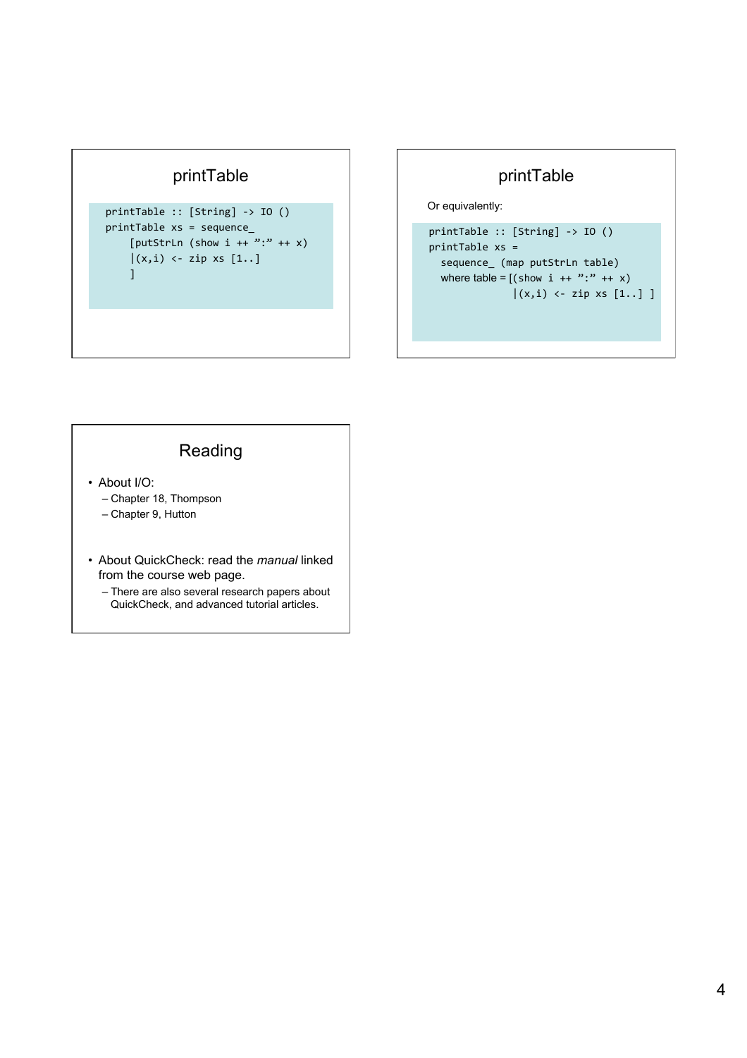## printTable

```
printTable :: [String] -> IO ()
printTable xs = sequence_
    [putStrLn (show i ++ ”:” ++ x)
    |(x,i) <- zip xs [1..]
    ]
```

## printTable

Or equivalently:

```
printTable :: [String] -> IO ()
printTable xs =
  sequence_ (map putStrLn table)
  where table = [(show i ++ ”:” ++ x)
              |(x,i) <- zip xs [1..] ]
```

## Reading

- About I/O:
  - Chapter 18, Thompson
  - Chapter 9, Hutton
- About QuickCheck: read the *manual* linked from the course web page.
  - There are also several research papers about QuickCheck, and advanced tutorial articles.